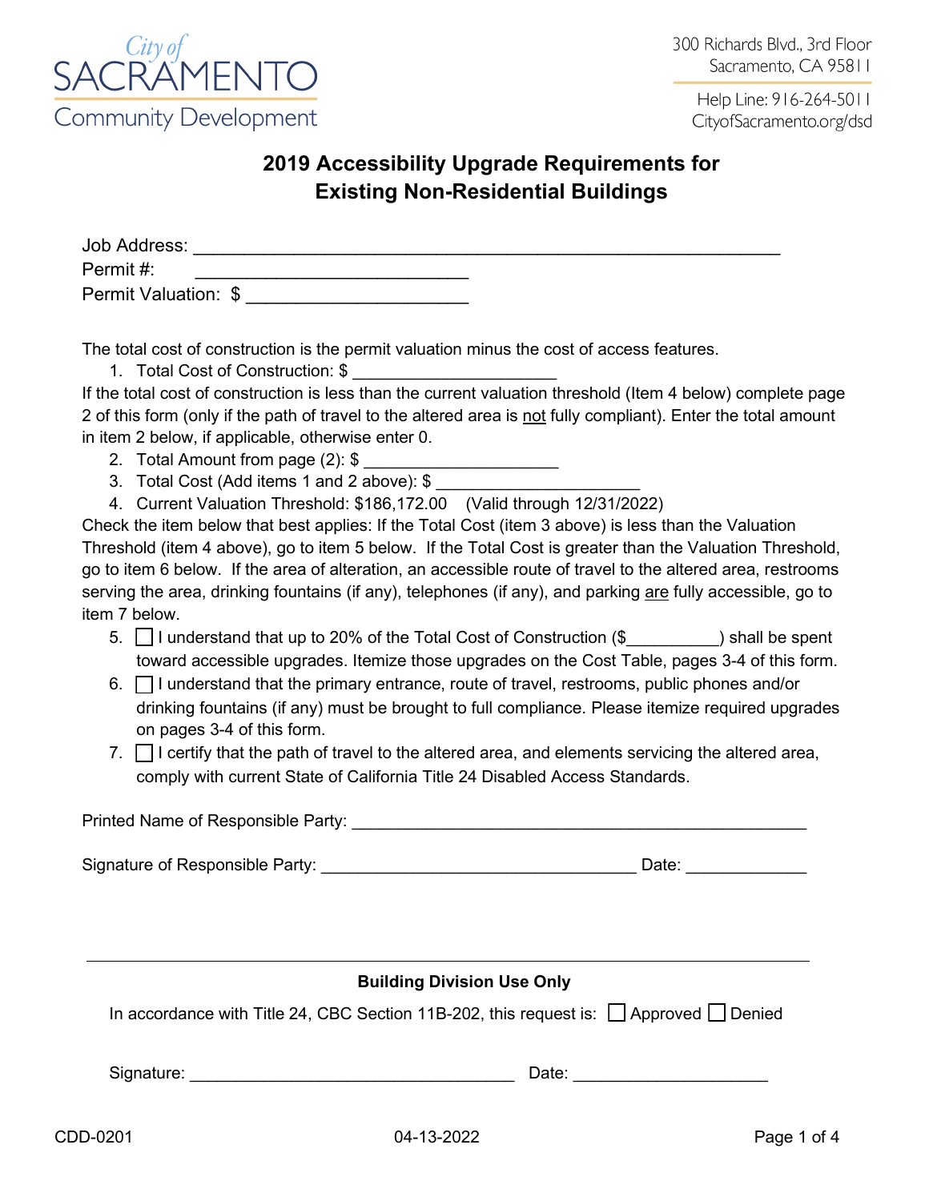City of SACRAMENTO
Community Development

300 Richards Blvd., 3rd Floor
Sacramento, CA 95811

Help Line: 916-264-5011
CityofSacramento.org/dsd

# 2019 Accessibility Upgrade Requirements for Existing Non-Residential Buildings

Job Address: ______________________________________________________

Permit #: ____________________________

Permit Valuation: $ ______________________

The total cost of construction is the permit valuation minus the cost of access features.

1. Total Cost of Construction: $ ______________________

If the total cost of construction is less than the current valuation threshold (Item 4 below) complete page 2 of this form (only if the path of travel to the altered area is not fully compliant). Enter the total amount in item 2 below, if applicable, otherwise enter 0.

2. Total Amount from page (2): $ ______________________
3. Total Cost (Add items 1 and 2 above): $ ______________________
4. Current Valuation Threshold: $186,172.00 (Valid through 12/31/2022)

Check the item below that best applies: If the Total Cost (item 3 above) is less than the Valuation Threshold (item 4 above), go to item 5 below. If the Total Cost is greater than the Valuation Threshold, go to item 6 below. If the area of alteration, an accessible route of travel to the altered area, restrooms serving the area, drinking fountains (if any), telephones (if any), and parking are fully accessible, go to item 7 below.

5. ☐ I understand that up to 20% of the Total Cost of Construction ($__________) shall be spent toward accessible upgrades. Itemize those upgrades on the Cost Table, pages 3-4 of this form.
6. ☐ I understand that the primary entrance, route of travel, restrooms, public phones and/or drinking fountains (if any) must be brought to full compliance. Please itemize required upgrades on pages 3-4 of this form.
7. ☐ I certify that the path of travel to the altered area, and elements servicing the altered area, comply with current State of California Title 24 Disabled Access Standards.

Printed Name of Responsible Party: ______________________________________________

Signature of Responsible Party: ________________________________ Date: ____________

---

**Building Division Use Only**

In accordance with Title 24, CBC Section 11B-202, this request is: ☐ Approved ☐ Denied

Signature: ________________________________ Date: ____________________

CDD-0201 04-13-2022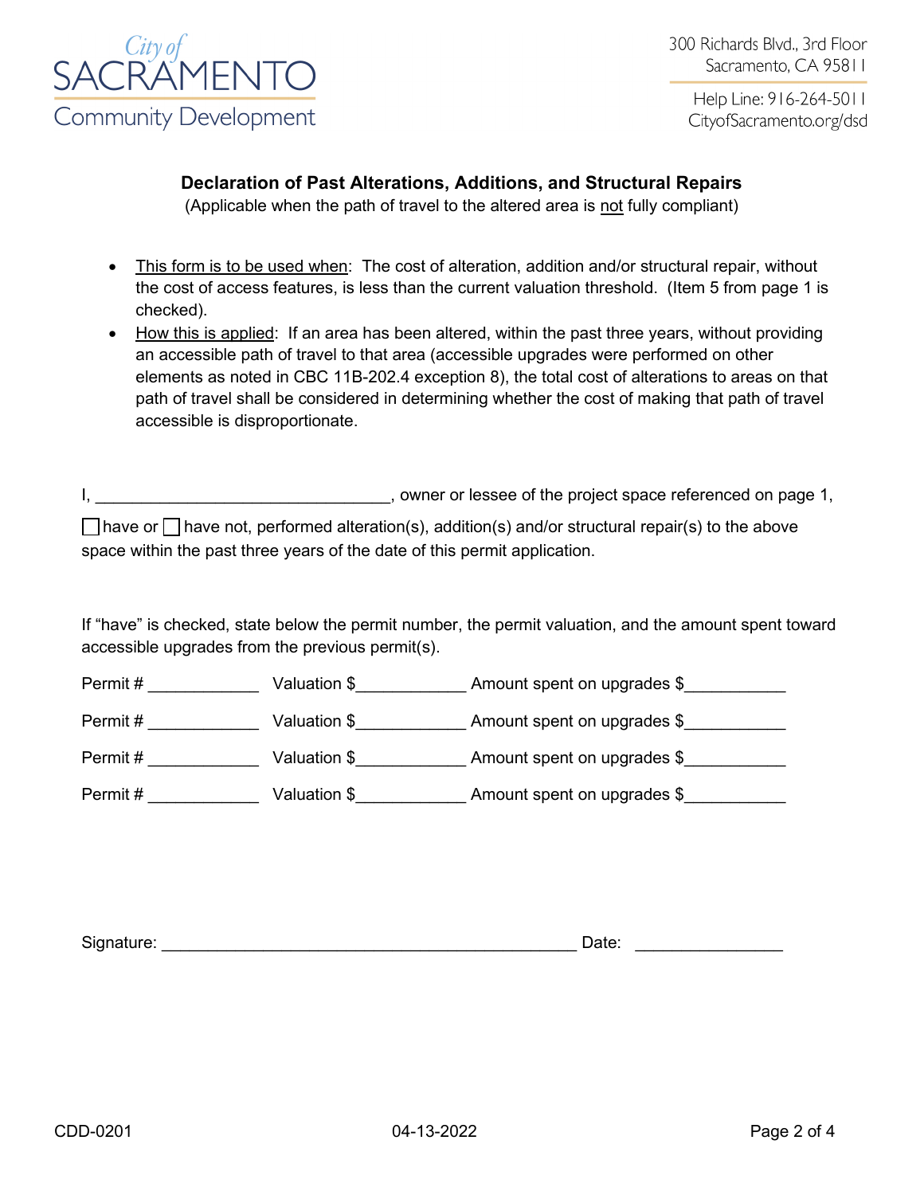City of
SACRAMENTO
Community Development

300 Richards Blvd., 3rd Floor
Sacramento, CA 95811

Help Line: 916-264-5011
CityofSacramento.org/dsd

## Declaration of Past Alterations, Additions, and Structural Repairs

(Applicable when the path of travel to the altered area is not fully compliant)

- This form is to be used when: The cost of alteration, addition and/or structural repair, without the cost of access features, is less than the current valuation threshold. (Item 5 from page 1 is checked).
- How this is applied: If an area has been altered, within the past three years, without providing an accessible path of travel to that area (accessible upgrades were performed on other elements as noted in CBC 11B-202.4 exception 8), the total cost of alterations to areas on that path of travel shall be considered in determining whether the cost of making that path of travel accessible is disproportionate.

I, ________________________________, owner or lessee of the project space referenced on page 1,

☐ have or ☐ have not, performed alteration(s), addition(s) and/or structural repair(s) to the above space within the past three years of the date of this permit application.

If "have" is checked, state below the permit number, the permit valuation, and the amount spent toward accessible upgrades from the previous permit(s).

Permit # ____________ Valuation $____________ Amount spent on upgrades $___________

Permit # ____________ Valuation $____________ Amount spent on upgrades $___________

Permit # ____________ Valuation $____________ Amount spent on upgrades $___________

Permit # ____________ Valuation $____________ Amount spent on upgrades $___________

Signature: ______________________________________________ Date: ________________

CDD-0201 04-13-2022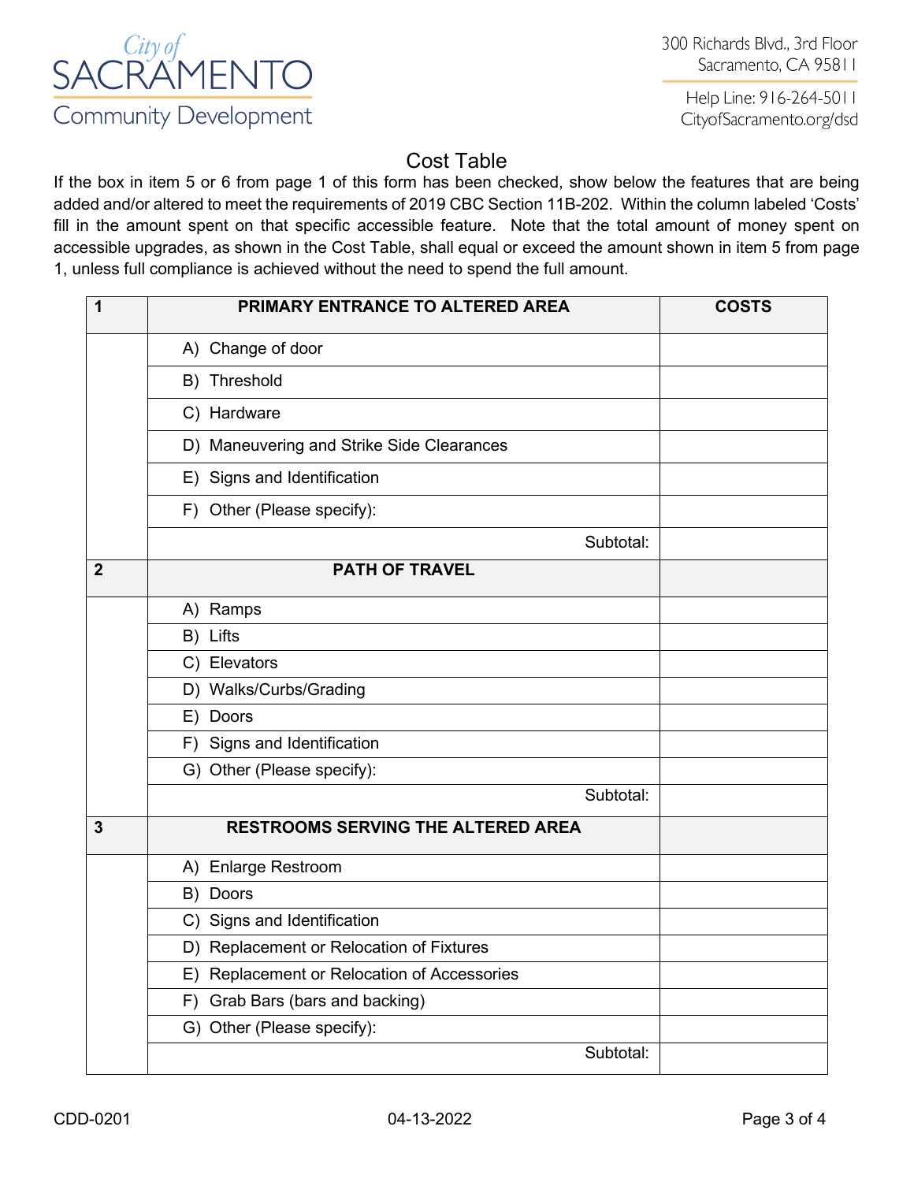# Cost Table

If the box in item 5 or 6 from page 1 of this form has been checked, show below the features that are being added and/or altered to meet the requirements of 2019 CBC Section 11B-202. Within the column labeled 'Costs' fill in the amount spent on that specific accessible feature. Note that the total amount of money spent on accessible upgrades, as shown in the Cost Table, shall equal or exceed the amount shown in item 5 from page 1, unless full compliance is achieved without the need to spend the full amount.

| 1 | **PRIMARY ENTRANCE TO ALTERED AREA** | **COSTS** |
|---|---|---|
| | A) Change of door | |
| | B) Threshold | |
| | C) Hardware | |
| | D) Maneuvering and Strike Side Clearances | |
| | E) Signs and Identification | |
| | F) Other (Please specify): | |
| | Subtotal: | |
| **2** | **PATH OF TRAVEL** | |
| | A) Ramps | |
| | B) Lifts | |
| | C) Elevators | |
| | D) Walks/Curbs/Grading | |
| | E) Doors | |
| | F) Signs and Identification | |
| | G) Other (Please specify): | |
| | Subtotal: | |
| **3** | **RESTROOMS SERVING THE ALTERED AREA** | |
| | A) Enlarge Restroom | |
| | B) Doors | |
| | C) Signs and Identification | |
| | D) Replacement or Relocation of Fixtures | |
| | E) Replacement or Relocation of Accessories | |
| | F) Grab Bars (bars and backing) | |
| | G) Other (Please specify): | |
| | Subtotal: | |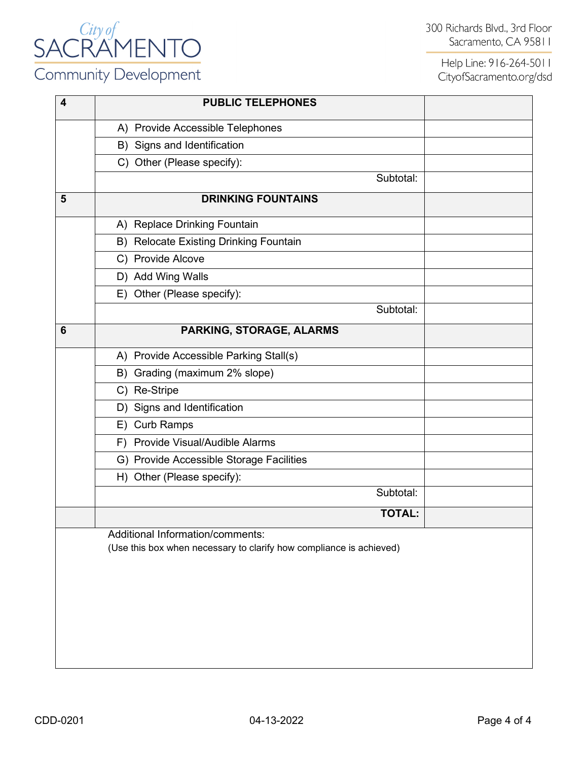| | | |
|---|---|---|
| **4** | **PUBLIC TELEPHONES** | |
| | A) Provide Accessible Telephones | |
| | B) Signs and Identification | |
| | C) Other (Please specify): | |
| | Subtotal: | |
| **5** | **DRINKING FOUNTAINS** | |
| | A) Replace Drinking Fountain | |
| | B) Relocate Existing Drinking Fountain | |
| | C) Provide Alcove | |
| | D) Add Wing Walls | |
| | E) Other (Please specify): | |
| | Subtotal: | |
| **6** | **PARKING, STORAGE, ALARMS** | |
| | A) Provide Accessible Parking Stall(s) | |
| | B) Grading (maximum 2% slope) | |
| | C) Re-Stripe | |
| | D) Signs and Identification | |
| | E) Curb Ramps | |
| | F) Provide Visual/Audible Alarms | |
| | G) Provide Accessible Storage Facilities | |
| | H) Other (Please specify): | |
| | Subtotal: | |
| | **TOTAL:** | |

Additional Information/comments:
(Use this box when necessary to clarify how compliance is achieved)